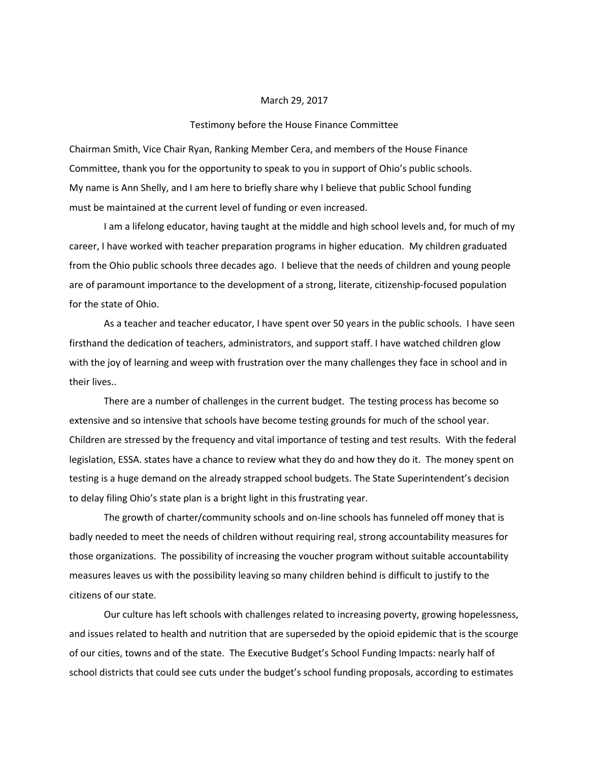March 29, 2017

Testimony before the House Finance Committee

Chairman Smith, Vice Chair Ryan, Ranking Member Cera, and members of the House Finance Committee, thank you for the opportunity to speak to you in support of Ohio's public schools. My name is Ann Shelly, and I am here to briefly share why I believe that public School funding must be maintained at the current level of funding or even increased.

I am a lifelong educator, having taught at the middle and high school levels and, for much of my career, I have worked with teacher preparation programs in higher education. My children graduated from the Ohio public schools three decades ago. I believe that the needs of children and young people are of paramount importance to the development of a strong, literate, citizenship-focused population for the state of Ohio.

As a teacher and teacher educator, I have spent over 50 years in the public schools. I have seen firsthand the dedication of teachers, administrators, and support staff. I have watched children glow with the joy of learning and weep with frustration over the many challenges they face in school and in their lives..

There are a number of challenges in the current budget. The testing process has become so extensive and so intensive that schools have become testing grounds for much of the school year. Children are stressed by the frequency and vital importance of testing and test results. With the federal legislation, ESSA. states have a chance to review what they do and how they do it. The money spent on testing is a huge demand on the already strapped school budgets. The State Superintendent's decision to delay filing Ohio's state plan is a bright light in this frustrating year.

The growth of charter/community schools and on-line schools has funneled off money that is badly needed to meet the needs of children without requiring real, strong accountability measures for those organizations. The possibility of increasing the voucher program without suitable accountability measures leaves us with the possibility leaving so many children behind is difficult to justify to the citizens of our state.

Our culture has left schools with challenges related to increasing poverty, growing hopelessness, and issues related to health and nutrition that are superseded by the opioid epidemic that is the scourge of our cities, towns and of the state. The Executive Budget's School Funding Impacts: nearly half of school districts that could see cuts under the budget's school funding proposals, according to estimates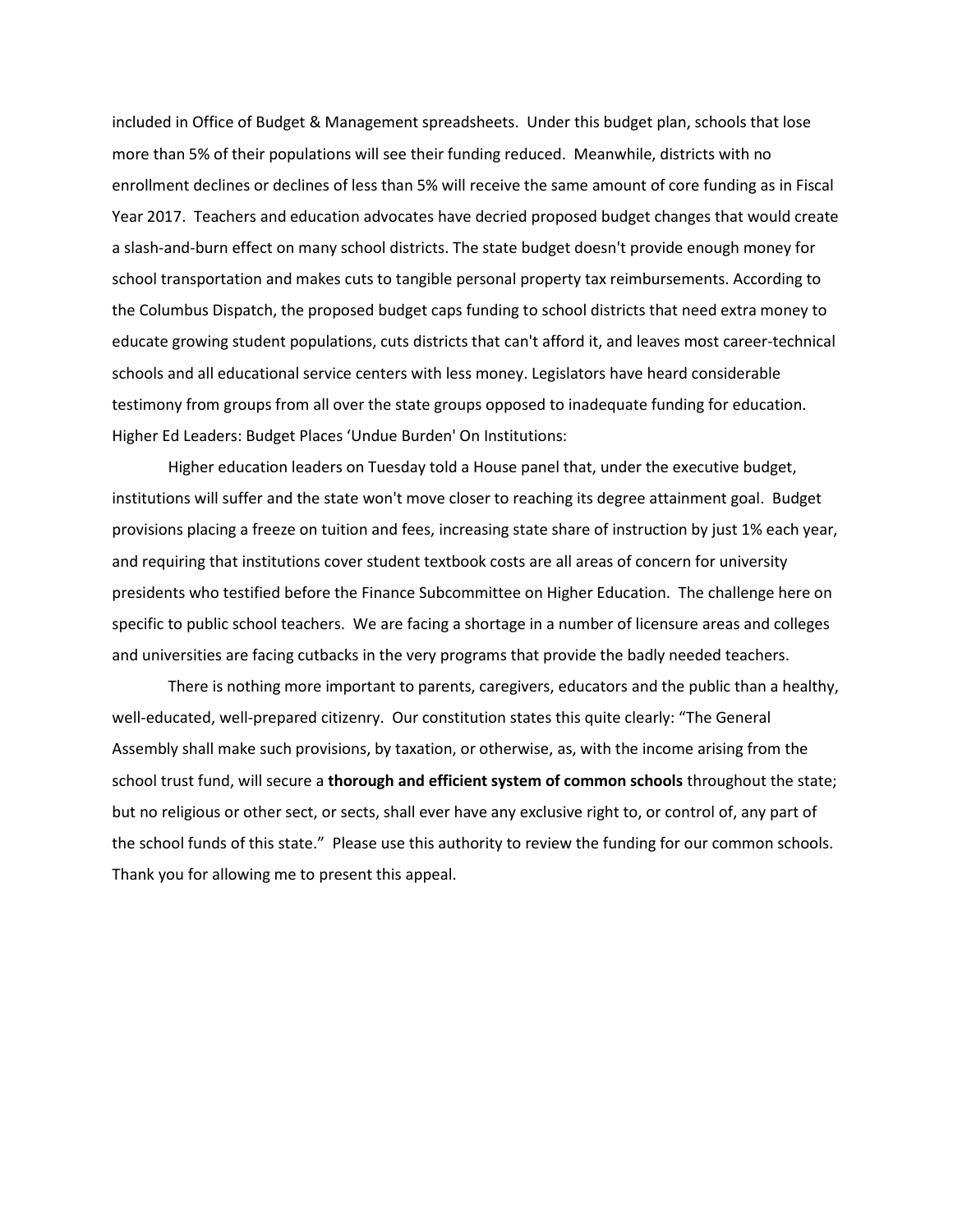included in Office of Budget & Management spreadsheets. Under this budget plan, schools that lose more than 5% of their populations will see their funding reduced. Meanwhile, districts with no enrollment declines or declines of less than 5% will receive the same amount of core funding as in Fiscal Year 2017. Teachers and education advocates have decried proposed budget changes that would create a slash-and-burn effect on many school districts. The state budget doesn't provide enough money for school transportation and makes cuts to tangible personal property tax reimbursements. According to the Columbus Dispatch, the proposed budget caps funding to school districts that need extra money to educate growing student populations, cuts districts that can't afford it, and leaves most career-technical schools and all educational service centers with less money. Legislators have heard considerable testimony from groups from all over the state groups opposed to inadequate funding for education. Higher Ed Leaders: Budget Places 'Undue Burden' On Institutions:

Higher education leaders on Tuesday told a House panel that, under the executive budget, institutions will suffer and the state won't move closer to reaching its degree attainment goal. Budget provisions placing a freeze on tuition and fees, increasing state share of instruction by just 1% each year, and requiring that institutions cover student textbook costs are all areas of concern for university presidents who testified before the Finance Subcommittee on Higher Education. The challenge here on specific to public school teachers. We are facing a shortage in a number of licensure areas and colleges and universities are facing cutbacks in the very programs that provide the badly needed teachers.

There is nothing more important to parents, caregivers, educators and the public than a healthy, well-educated, well-prepared citizenry. Our constitution states this quite clearly: "The General Assembly shall make such provisions, by taxation, or otherwise, as, with the income arising from the school trust fund, will secure a **thorough and efficient system of common schools** throughout the state; but no religious or other sect, or sects, shall ever have any exclusive right to, or control of, any part of the school funds of this state." Please use this authority to review the funding for our common schools. Thank you for allowing me to present this appeal.